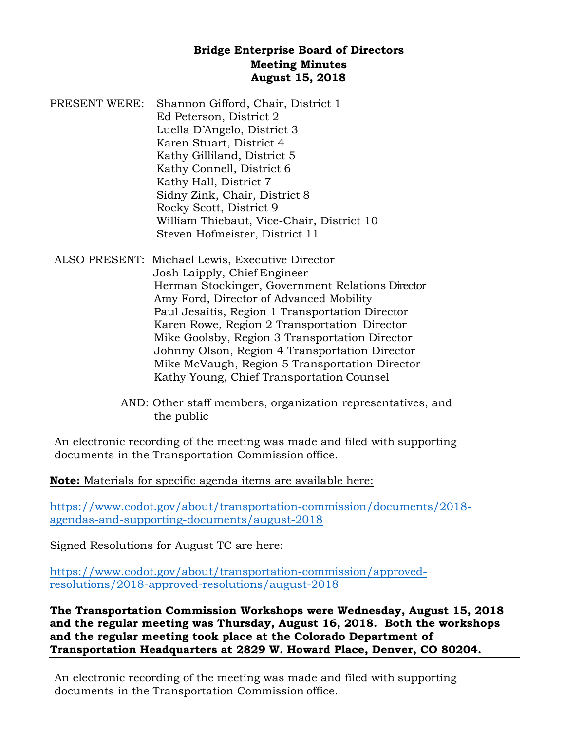# Bridge Enterprise Board of Directors
## Meeting Minutes
## August 15, 2018

PRESENT WERE: Shannon Gifford, Chair, District 1
Ed Peterson, District 2
Luella D'Angelo, District 3
Karen Stuart, District 4
Kathy Gilliland, District 5
Kathy Connell, District 6
Kathy Hall, District 7
Sidny Zink, Chair, District 8
Rocky Scott, District 9
William Thiebaut, Vice-Chair, District 10
Steven Hofmeister, District 11

ALSO PRESENT: Michael Lewis, Executive Director
Josh Laipply, Chief Engineer
Herman Stockinger, Government Relations Director
Amy Ford, Director of Advanced Mobility
Paul Jesaitis, Region 1 Transportation Director
Karen Rowe, Region 2 Transportation Director
Mike Goolsby, Region 3 Transportation Director
Johnny Olson, Region 4 Transportation Director
Mike McVaugh, Region 5 Transportation Director
Kathy Young, Chief Transportation Counsel

AND: Other staff members, organization representatives, and the public

An electronic recording of the meeting was made and filed with supporting documents in the Transportation Commission office.

**Note:** Materials for specific agenda items are available here:

https://www.codot.gov/about/transportation-commission/documents/2018-agendas-and-supporting-documents/august-2018

Signed Resolutions for August TC are here:

https://www.codot.gov/about/transportation-commission/approved-resolutions/2018-approved-resolutions/august-2018

**The Transportation Commission Workshops were Wednesday, August 15, 2018 and the regular meeting was Thursday, August 16, 2018. Both the workshops and the regular meeting took place at the Colorado Department of Transportation Headquarters at 2829 W. Howard Place, Denver, CO 80204.**

---

An electronic recording of the meeting was made and filed with supporting documents in the Transportation Commission office.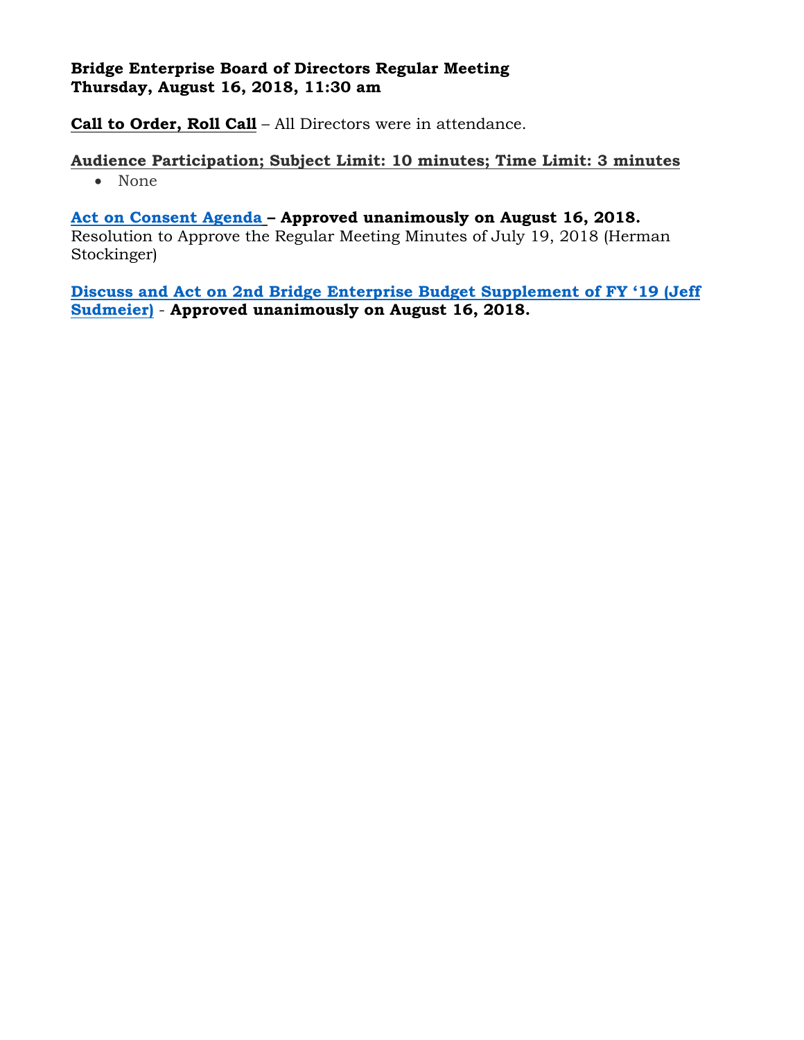**Bridge Enterprise Board of Directors Regular Meeting**
**Thursday, August 16, 2018, 11:30 am**

**Call to Order, Roll Call** – All Directors were in attendance.

**Audience Participation; Subject Limit: 10 minutes; Time Limit: 3 minutes**

- None

**Act on Consent Agenda – Approved unanimously on August 16, 2018.**
Resolution to Approve the Regular Meeting Minutes of July 19, 2018 (Herman Stockinger)

**Discuss and Act on 2nd Bridge Enterprise Budget Supplement of FY '19 (Jeff Sudmeier) - Approved unanimously on August 16, 2018.**